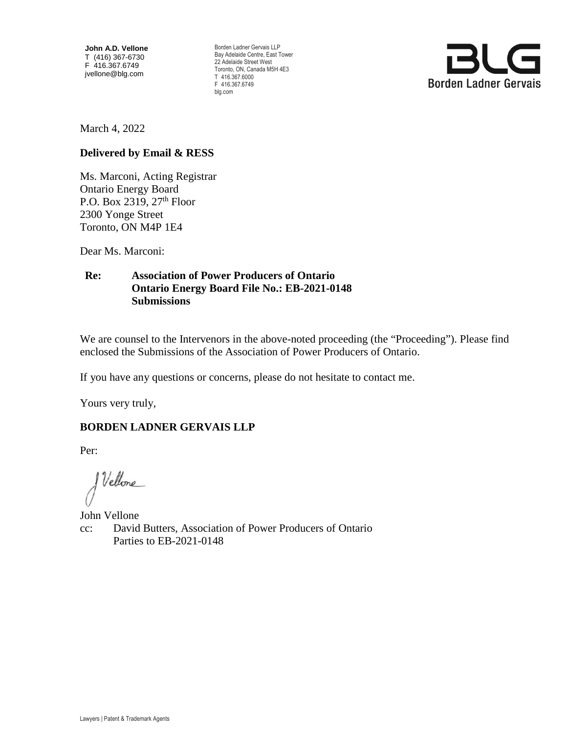**John A.D. Vellone**
T (416) 367-6730
F 416.367.6749
jvellone@blg.com

Borden Ladner Gervais LLP
Bay Adelaide Centre, East Tower
22 Adelaide Street West
Toronto, ON, Canada M5H 4E3
T 416.367.6000
F 416.367.6749
blg.com

BLG
Borden Ladner Gervais

March 4, 2022

**Delivered by Email & RESS**

Ms. Marconi, Acting Registrar
Ontario Energy Board
P.O. Box 2319, 27th Floor
2300 Yonge Street
Toronto, ON M4P 1E4

Dear Ms. Marconi:

**Re: Association of Power Producers of Ontario**
**Ontario Energy Board File No.: EB-2021-0148**
**Submissions**

We are counsel to the Intervenors in the above-noted proceeding (the "Proceeding"). Please find enclosed the Submissions of the Association of Power Producers of Ontario.

If you have any questions or concerns, please do not hesitate to contact me.

Yours very truly,

**BORDEN LADNER GERVAIS LLP**

Per:

J Vellone

John Vellone
cc: David Butters, Association of Power Producers of Ontario
Parties to EB-2021-0148

Lawyers | Patent & Trademark Agents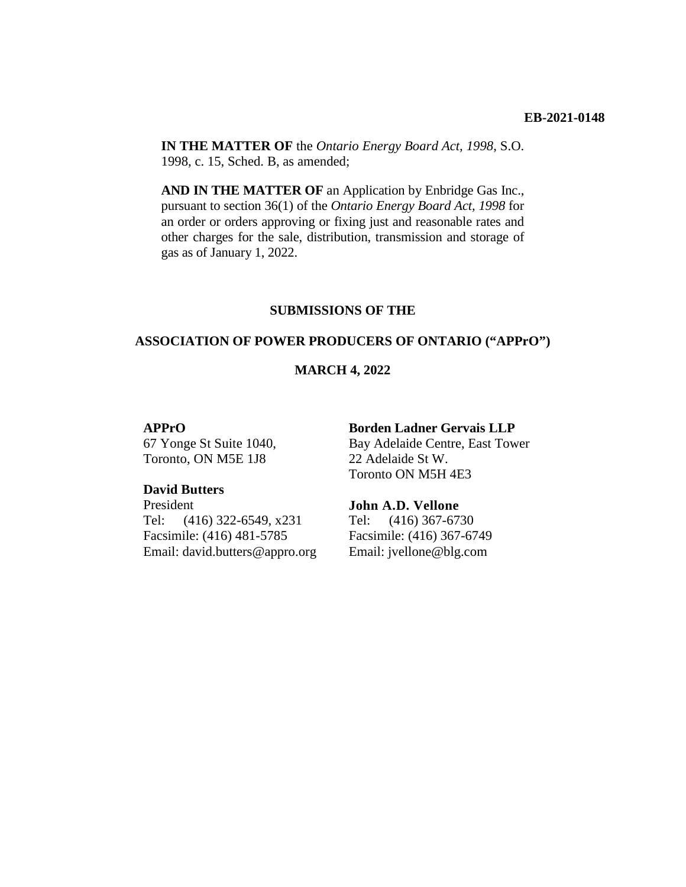**EB-2021-0148**

**IN THE MATTER OF** the *Ontario Energy Board Act, 1998*, S.O. 1998, c. 15, Sched. B, as amended;

**AND IN THE MATTER OF** an Application by Enbridge Gas Inc., pursuant to section 36(1) of the *Ontario Energy Board Act, 1998* for an order or orders approving or fixing just and reasonable rates and other charges for the sale, distribution, transmission and storage of gas as of January 1, 2022.

**SUBMISSIONS OF THE**

**ASSOCIATION OF POWER PRODUCERS OF ONTARIO ("APPrO")**

**MARCH 4, 2022**

**APPrO**
67 Yonge St Suite 1040,
Toronto, ON M5E 1J8

**David Butters**
President
Tel: (416) 322-6549, x231
Facsimile: (416) 481-5785
Email: david.butters@appro.org

**Borden Ladner Gervais LLP**
Bay Adelaide Centre, East Tower
22 Adelaide St W.
Toronto ON M5H 4E3

**John A.D. Vellone**
Tel: (416) 367-6730
Facsimile: (416) 367-6749
Email: jvellone@blg.com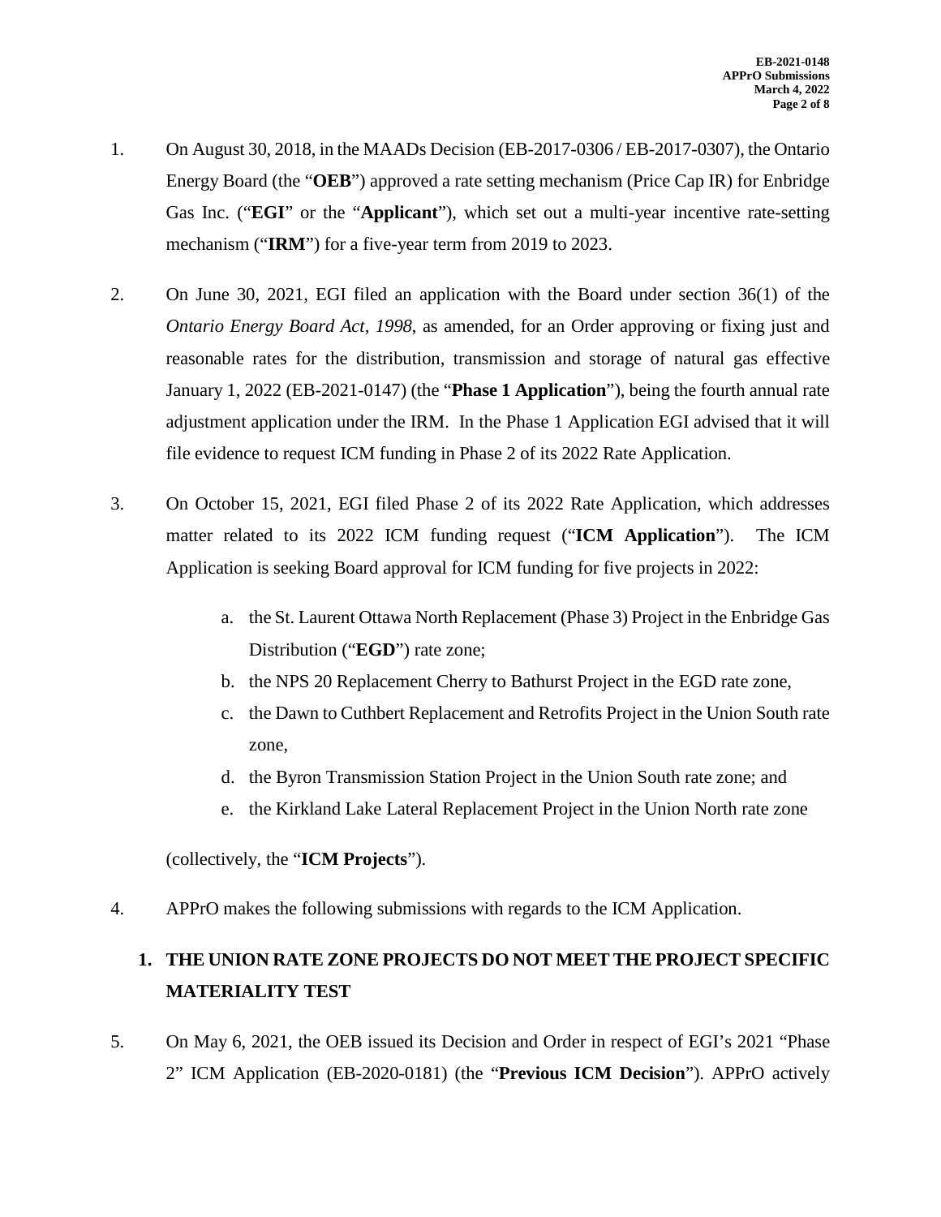1. On August 30, 2018, in the MAADs Decision (EB-2017-0306 / EB-2017-0307), the Ontario Energy Board (the "**OEB**") approved a rate setting mechanism (Price Cap IR) for Enbridge Gas Inc. ("**EGI**" or the "**Applicant**"), which set out a multi-year incentive rate-setting mechanism ("**IRM**") for a five-year term from 2019 to 2023.

2. On June 30, 2021, EGI filed an application with the Board under section 36(1) of the *Ontario Energy Board Act, 1998*, as amended, for an Order approving or fixing just and reasonable rates for the distribution, transmission and storage of natural gas effective January 1, 2022 (EB-2021-0147) (the "**Phase 1 Application**"), being the fourth annual rate adjustment application under the IRM. In the Phase 1 Application EGI advised that it will file evidence to request ICM funding in Phase 2 of its 2022 Rate Application.

3. On October 15, 2021, EGI filed Phase 2 of its 2022 Rate Application, which addresses matter related to its 2022 ICM funding request ("**ICM Application**"). The ICM Application is seeking Board approval for ICM funding for five projects in 2022:

   a. the St. Laurent Ottawa North Replacement (Phase 3) Project in the Enbridge Gas Distribution ("**EGD**") rate zone;
   b. the NPS 20 Replacement Cherry to Bathurst Project in the EGD rate zone,
   c. the Dawn to Cuthbert Replacement and Retrofits Project in the Union South rate zone,
   d. the Byron Transmission Station Project in the Union South rate zone; and
   e. the Kirkland Lake Lateral Replacement Project in the Union North rate zone

   (collectively, the "**ICM Projects**").

4. APPrO makes the following submissions with regards to the ICM Application.

## 1. THE UNION RATE ZONE PROJECTS DO NOT MEET THE PROJECT SPECIFIC MATERIALITY TEST

5. On May 6, 2021, the OEB issued its Decision and Order in respect of EGI's 2021 "Phase 2" ICM Application (EB-2020-0181) (the "**Previous ICM Decision**"). APPrO actively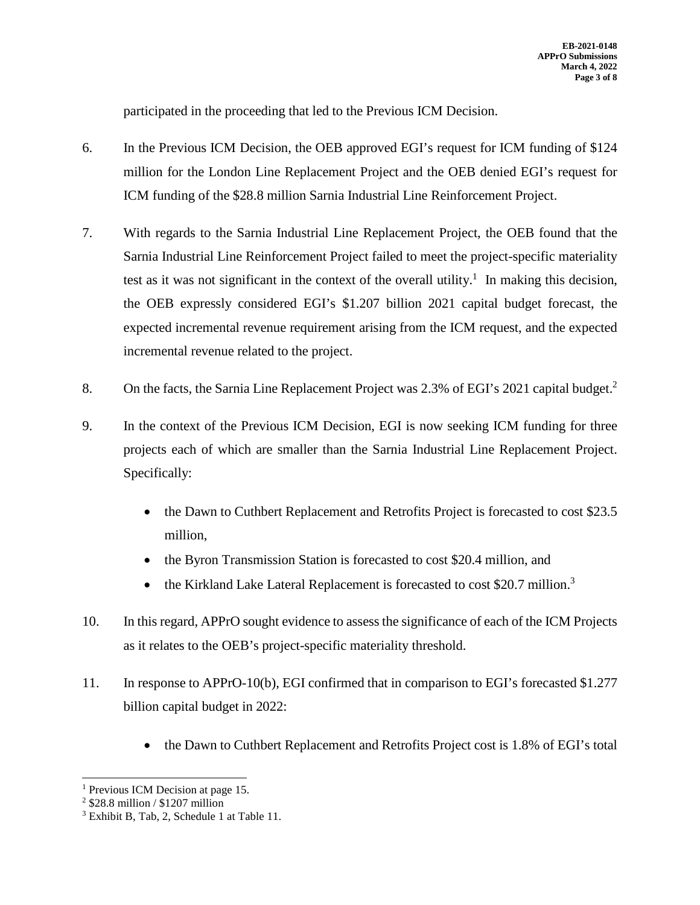participated in the proceeding that led to the Previous ICM Decision.

6. In the Previous ICM Decision, the OEB approved EGI's request for ICM funding of $124 million for the London Line Replacement Project and the OEB denied EGI's request for ICM funding of the $28.8 million Sarnia Industrial Line Reinforcement Project.

7. With regards to the Sarnia Industrial Line Replacement Project, the OEB found that the Sarnia Industrial Line Reinforcement Project failed to meet the project-specific materiality test as it was not significant in the context of the overall utility.[1] In making this decision, the OEB expressly considered EGI's $1.207 billion 2021 capital budget forecast, the expected incremental revenue requirement arising from the ICM request, and the expected incremental revenue related to the project.

8. On the facts, the Sarnia Line Replacement Project was 2.3% of EGI's 2021 capital budget.[2]

9. In the context of the Previous ICM Decision, EGI is now seeking ICM funding for three projects each of which are smaller than the Sarnia Industrial Line Replacement Project. Specifically:

   - the Dawn to Cuthbert Replacement and Retrofits Project is forecasted to cost $23.5 million,
   - the Byron Transmission Station is forecasted to cost $20.4 million, and
   - the Kirkland Lake Lateral Replacement is forecasted to cost $20.7 million.[3]

10. In this regard, APPrO sought evidence to assess the significance of each of the ICM Projects as it relates to the OEB's project-specific materiality threshold.

11. In response to APPrO-10(b), EGI confirmed that in comparison to EGI's forecasted $1.277 billion capital budget in 2022:

   - the Dawn to Cuthbert Replacement and Retrofits Project cost is 1.8% of EGI's total

---

[1] Previous ICM Decision at page 15.

[2] $28.8 million / $1207 million

[3] Exhibit B, Tab, 2, Schedule 1 at Table 11.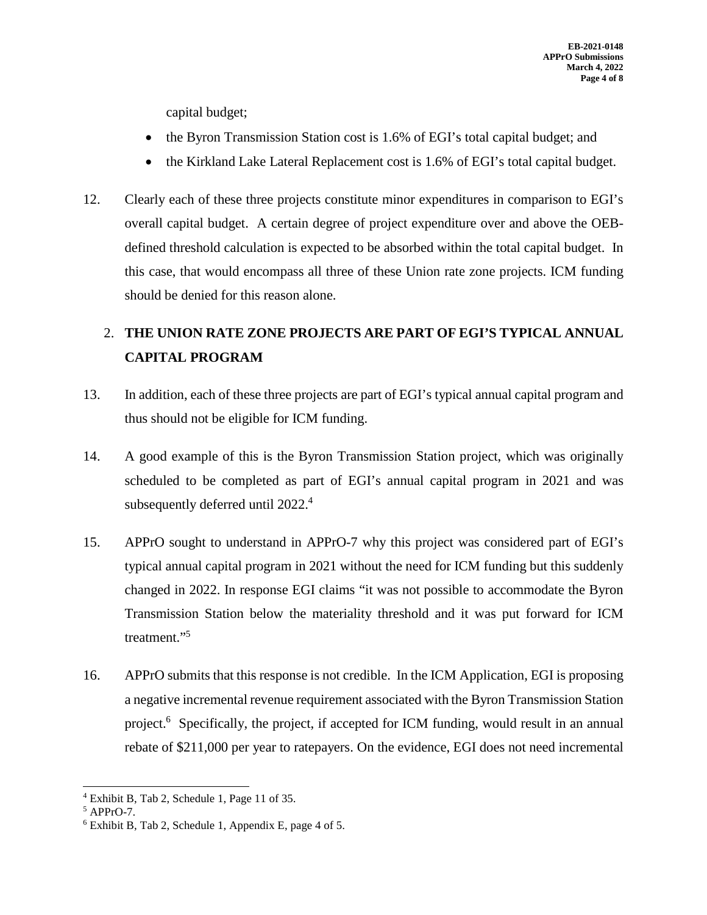capital budget;

- the Byron Transmission Station cost is 1.6% of EGI's total capital budget; and
- the Kirkland Lake Lateral Replacement cost is 1.6% of EGI's total capital budget.

12. Clearly each of these three projects constitute minor expenditures in comparison to EGI's overall capital budget. A certain degree of project expenditure over and above the OEB-defined threshold calculation is expected to be absorbed within the total capital budget. In this case, that would encompass all three of these Union rate zone projects. ICM funding should be denied for this reason alone.

## 2. THE UNION RATE ZONE PROJECTS ARE PART OF EGI'S TYPICAL ANNUAL CAPITAL PROGRAM

13. In addition, each of these three projects are part of EGI's typical annual capital program and thus should not be eligible for ICM funding.

14. A good example of this is the Byron Transmission Station project, which was originally scheduled to be completed as part of EGI's annual capital program in 2021 and was subsequently deferred until 2022.[4]

15. APPrO sought to understand in APPrO-7 why this project was considered part of EGI's typical annual capital program in 2021 without the need for ICM funding but this suddenly changed in 2022. In response EGI claims "it was not possible to accommodate the Byron Transmission Station below the materiality threshold and it was put forward for ICM treatment."[5]

16. APPrO submits that this response is not credible. In the ICM Application, EGI is proposing a negative incremental revenue requirement associated with the Byron Transmission Station project.[6] Specifically, the project, if accepted for ICM funding, would result in an annual rebate of $211,000 per year to ratepayers. On the evidence, EGI does not need incremental

---

[4] Exhibit B, Tab 2, Schedule 1, Page 11 of 35.

[5] APPrO-7.

[6] Exhibit B, Tab 2, Schedule 1, Appendix E, page 4 of 5.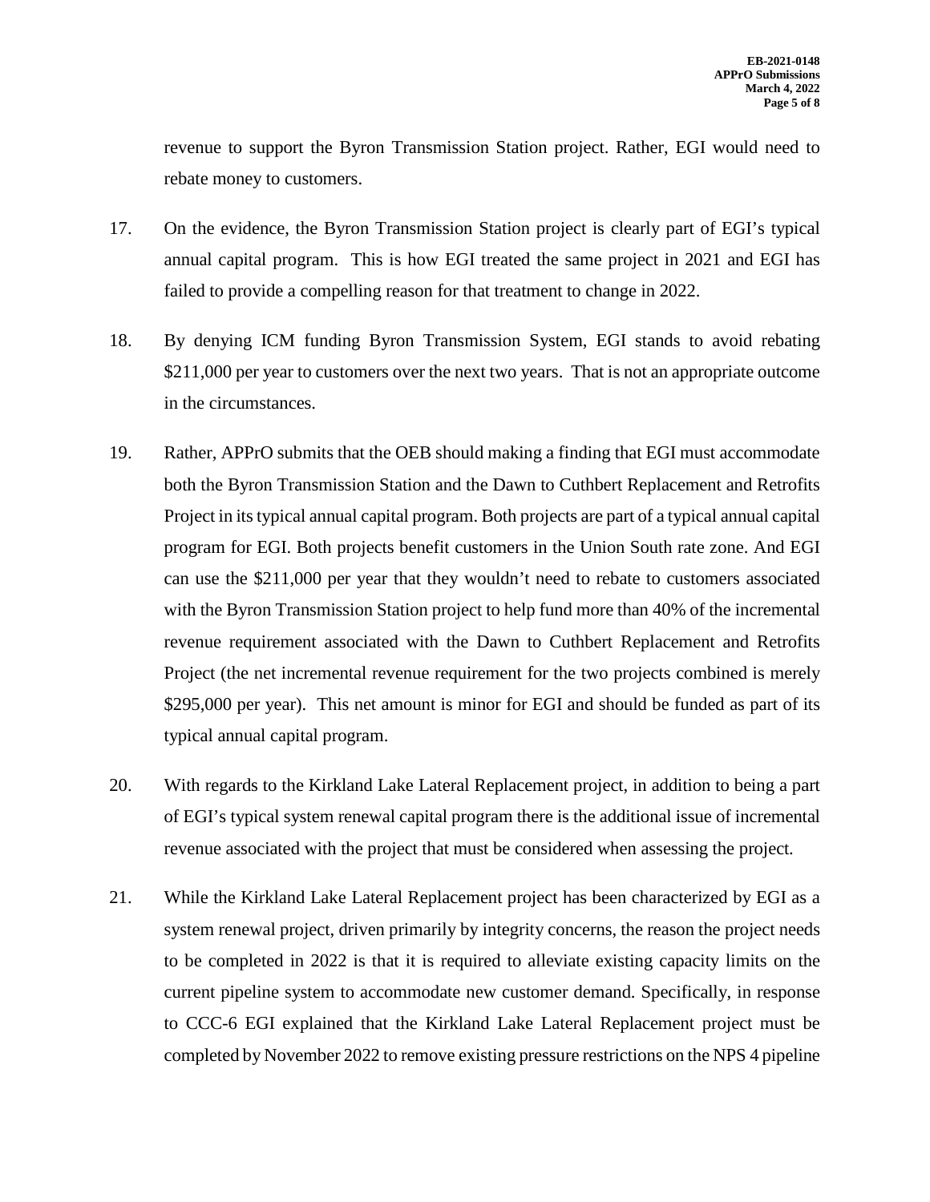revenue to support the Byron Transmission Station project. Rather, EGI would need to rebate money to customers.

17. On the evidence, the Byron Transmission Station project is clearly part of EGI's typical annual capital program. This is how EGI treated the same project in 2021 and EGI has failed to provide a compelling reason for that treatment to change in 2022.

18. By denying ICM funding Byron Transmission System, EGI stands to avoid rebating $211,000 per year to customers over the next two years. That is not an appropriate outcome in the circumstances.

19. Rather, APPrO submits that the OEB should making a finding that EGI must accommodate both the Byron Transmission Station and the Dawn to Cuthbert Replacement and Retrofits Project in its typical annual capital program. Both projects are part of a typical annual capital program for EGI. Both projects benefit customers in the Union South rate zone. And EGI can use the $211,000 per year that they wouldn't need to rebate to customers associated with the Byron Transmission Station project to help fund more than 40% of the incremental revenue requirement associated with the Dawn to Cuthbert Replacement and Retrofits Project (the net incremental revenue requirement for the two projects combined is merely $295,000 per year). This net amount is minor for EGI and should be funded as part of its typical annual capital program.

20. With regards to the Kirkland Lake Lateral Replacement project, in addition to being a part of EGI's typical system renewal capital program there is the additional issue of incremental revenue associated with the project that must be considered when assessing the project.

21. While the Kirkland Lake Lateral Replacement project has been characterized by EGI as a system renewal project, driven primarily by integrity concerns, the reason the project needs to be completed in 2022 is that it is required to alleviate existing capacity limits on the current pipeline system to accommodate new customer demand. Specifically, in response to CCC-6 EGI explained that the Kirkland Lake Lateral Replacement project must be completed by November 2022 to remove existing pressure restrictions on the NPS 4 pipeline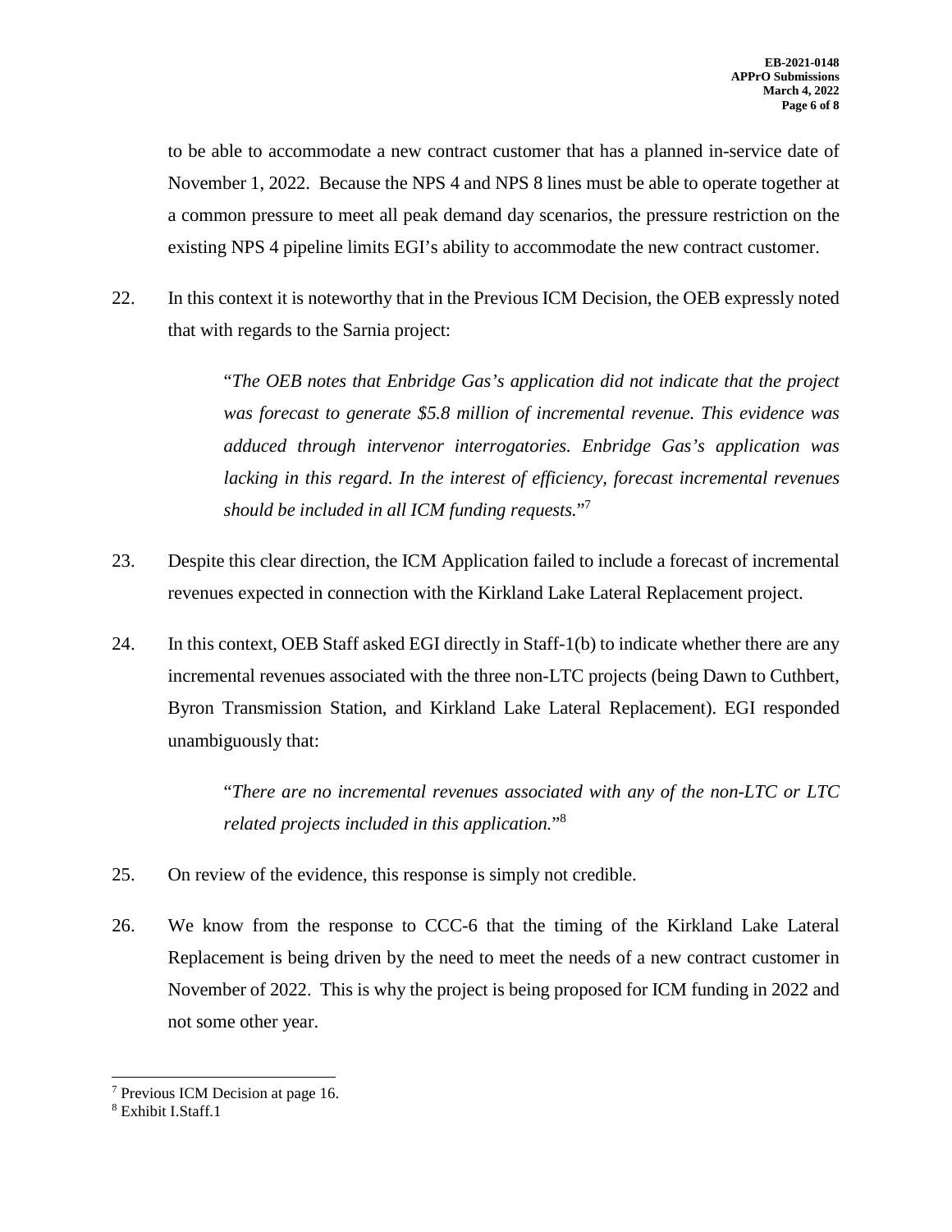to be able to accommodate a new contract customer that has a planned in-service date of November 1, 2022. Because the NPS 4 and NPS 8 lines must be able to operate together at a common pressure to meet all peak demand day scenarios, the pressure restriction on the existing NPS 4 pipeline limits EGI's ability to accommodate the new contract customer.

22. In this context it is noteworthy that in the Previous ICM Decision, the OEB expressly noted that with regards to the Sarnia project:

> "*The OEB notes that Enbridge Gas's application did not indicate that the project was forecast to generate $5.8 million of incremental revenue. This evidence was adduced through intervenor interrogatories. Enbridge Gas's application was lacking in this regard. In the interest of efficiency, forecast incremental revenues should be included in all ICM funding requests.*"[7]

23. Despite this clear direction, the ICM Application failed to include a forecast of incremental revenues expected in connection with the Kirkland Lake Lateral Replacement project.

24. In this context, OEB Staff asked EGI directly in Staff-1(b) to indicate whether there are any incremental revenues associated with the three non-LTC projects (being Dawn to Cuthbert, Byron Transmission Station, and Kirkland Lake Lateral Replacement). EGI responded unambiguously that:

> "*There are no incremental revenues associated with any of the non-LTC or LTC related projects included in this application.*"[8]

25. On review of the evidence, this response is simply not credible.

26. We know from the response to CCC-6 that the timing of the Kirkland Lake Lateral Replacement is being driven by the need to meet the needs of a new contract customer in November of 2022. This is why the project is being proposed for ICM funding in 2022 and not some other year.

---

[7] Previous ICM Decision at page 16.

[8] Exhibit I.Staff.1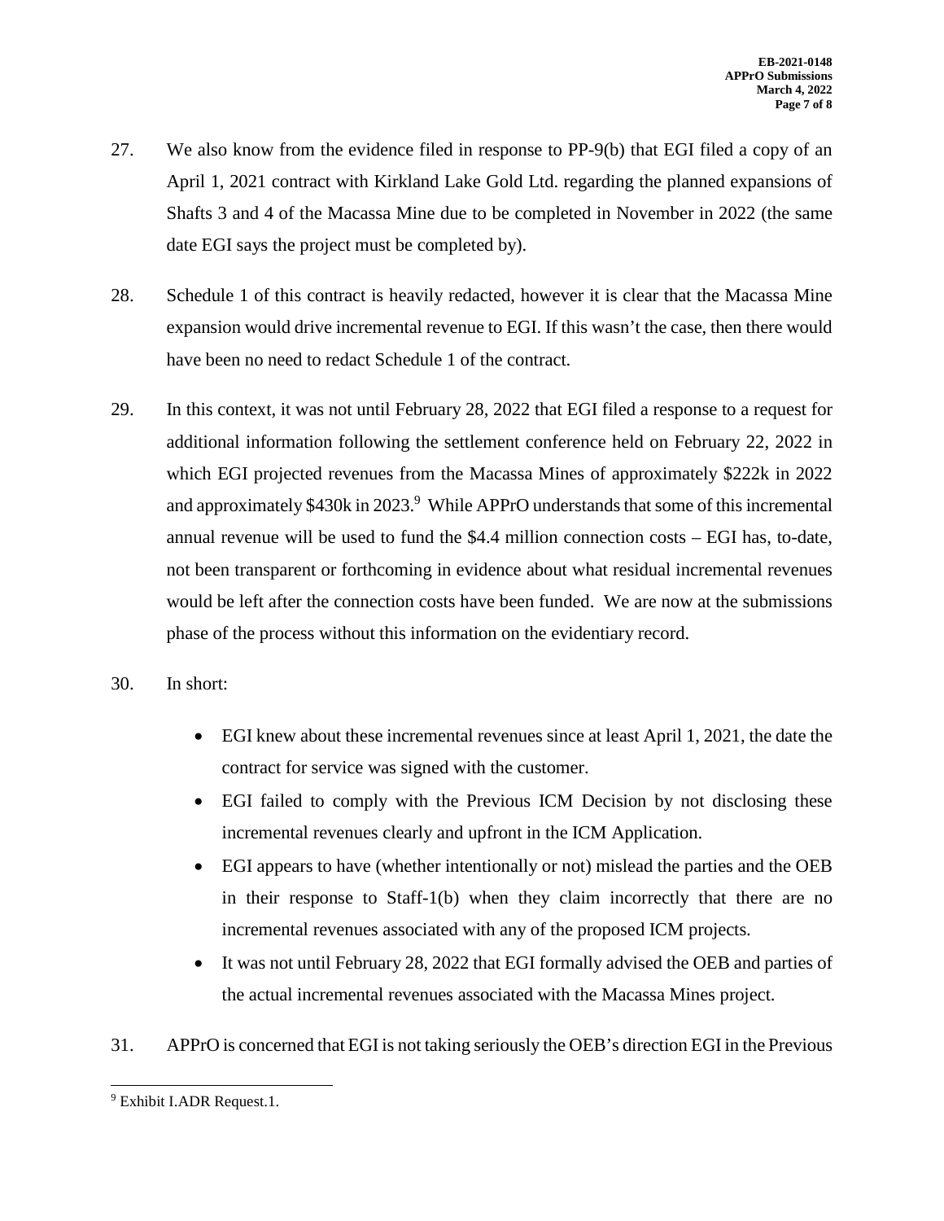27. We also know from the evidence filed in response to PP-9(b) that EGI filed a copy of an April 1, 2021 contract with Kirkland Lake Gold Ltd. regarding the planned expansions of Shafts 3 and 4 of the Macassa Mine due to be completed in November in 2022 (the same date EGI says the project must be completed by).

28. Schedule 1 of this contract is heavily redacted, however it is clear that the Macassa Mine expansion would drive incremental revenue to EGI. If this wasn't the case, then there would have been no need to redact Schedule 1 of the contract.

29. In this context, it was not until February 28, 2022 that EGI filed a response to a request for additional information following the settlement conference held on February 22, 2022 in which EGI projected revenues from the Macassa Mines of approximately \$222k in 2022 and approximately \$430k in 2023.[9] While APPrO understands that some of this incremental annual revenue will be used to fund the \$4.4 million connection costs – EGI has, to-date, not been transparent or forthcoming in evidence about what residual incremental revenues would be left after the connection costs have been funded. We are now at the submissions phase of the process without this information on the evidentiary record.

30. In short:

- EGI knew about these incremental revenues since at least April 1, 2021, the date the contract for service was signed with the customer.
- EGI failed to comply with the Previous ICM Decision by not disclosing these incremental revenues clearly and upfront in the ICM Application.
- EGI appears to have (whether intentionally or not) mislead the parties and the OEB in their response to Staff-1(b) when they claim incorrectly that there are no incremental revenues associated with any of the proposed ICM projects.
- It was not until February 28, 2022 that EGI formally advised the OEB and parties of the actual incremental revenues associated with the Macassa Mines project.

31. APPrO is concerned that EGI is not taking seriously the OEB's direction EGI in the Previous

[9] Exhibit I.ADR Request.1.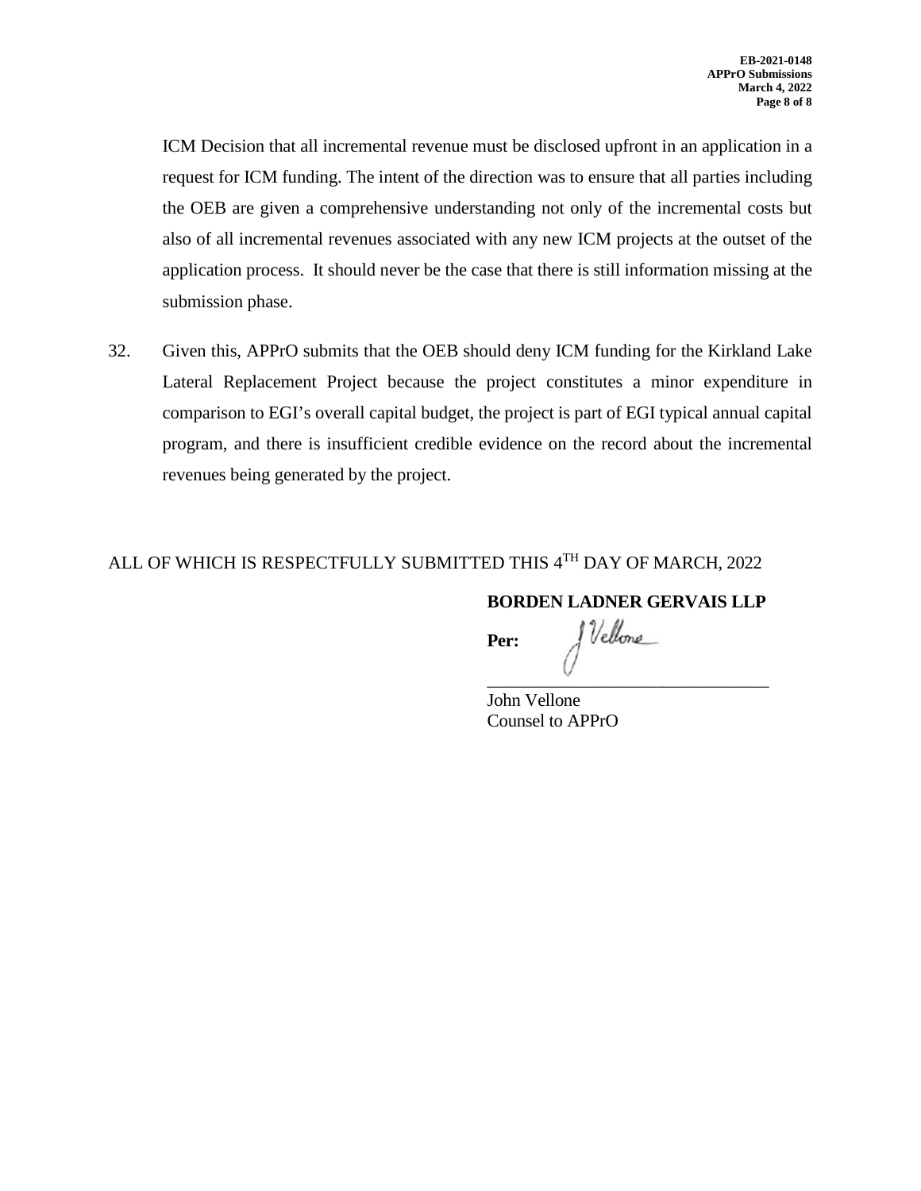ICM Decision that all incremental revenue must be disclosed upfront in an application in a request for ICM funding. The intent of the direction was to ensure that all parties including the OEB are given a comprehensive understanding not only of the incremental costs but also of all incremental revenues associated with any new ICM projects at the outset of the application process. It should never be the case that there is still information missing at the submission phase.

32. Given this, APPrO submits that the OEB should deny ICM funding for the Kirkland Lake Lateral Replacement Project because the project constitutes a minor expenditure in comparison to EGI's overall capital budget, the project is part of EGI typical annual capital program, and there is insufficient credible evidence on the record about the incremental revenues being generated by the project.

ALL OF WHICH IS RESPECTFULLY SUBMITTED THIS 4TH DAY OF MARCH, 2022

**BORDEN LADNER GERVAIS LLP**

**Per:** J Vellone

John Vellone
Counsel to APPrO